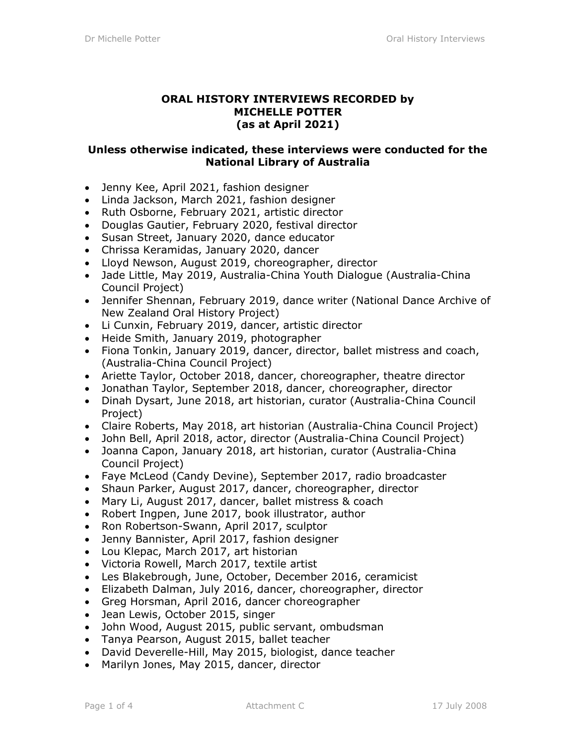**ORAL HISTORY INTERVIEWS RECORDED by MICHELLE POTTER (as at April 2021)**

**Unless otherwise indicated, these interviews were conducted for the National Library of Australia**

- Jenny Kee, April 2021, fashion designer
- Linda Jackson, March 2021, fashion designer
- Ruth Osborne, February 2021, artistic director
- Douglas Gautier, February 2020, festival director
- Susan Street, January 2020, dance educator
- Chrissa Keramidas, January 2020, dancer
- Lloyd Newson, August 2019, choreographer, director
- Jade Little, May 2019, Australia-China Youth Dialogue (Australia-China Council Project)
- Jennifer Shennan, February 2019, dance writer (National Dance Archive of New Zealand Oral History Project)
- Li Cunxin, February 2019, dancer, artistic director
- Heide Smith, January 2019, photographer
- Fiona Tonkin, January 2019, dancer, director, ballet mistress and coach, (Australia-China Council Project)
- Ariette Taylor, October 2018, dancer, choreographer, theatre director
- Jonathan Taylor, September 2018, dancer, choreographer, director
- Dinah Dysart, June 2018, art historian, curator (Australia-China Council Project)
- Claire Roberts, May 2018, art historian (Australia-China Council Project)
- John Bell, April 2018, actor, director (Australia-China Council Project)
- Joanna Capon, January 2018, art historian, curator (Australia-China Council Project)
- Faye McLeod (Candy Devine), September 2017, radio broadcaster
- Shaun Parker, August 2017, dancer, choreographer, director
- Mary Li, August 2017, dancer, ballet mistress & coach
- Robert Ingpen, June 2017, book illustrator, author
- Ron Robertson-Swann, April 2017, sculptor
- Jenny Bannister, April 2017, fashion designer
- Lou Klepac, March 2017, art historian
- Victoria Rowell, March 2017, textile artist
- Les Blakebrough, June, October, December 2016, ceramicist
- Elizabeth Dalman, July 2016, dancer, choreographer, director
- Greg Horsman, April 2016, dancer choreographer
- Jean Lewis, October 2015, singer
- John Wood, August 2015, public servant, ombudsman
- Tanya Pearson, August 2015, ballet teacher
- David Deverelle-Hill, May 2015, biologist, dance teacher
- Marilyn Jones, May 2015, dancer, director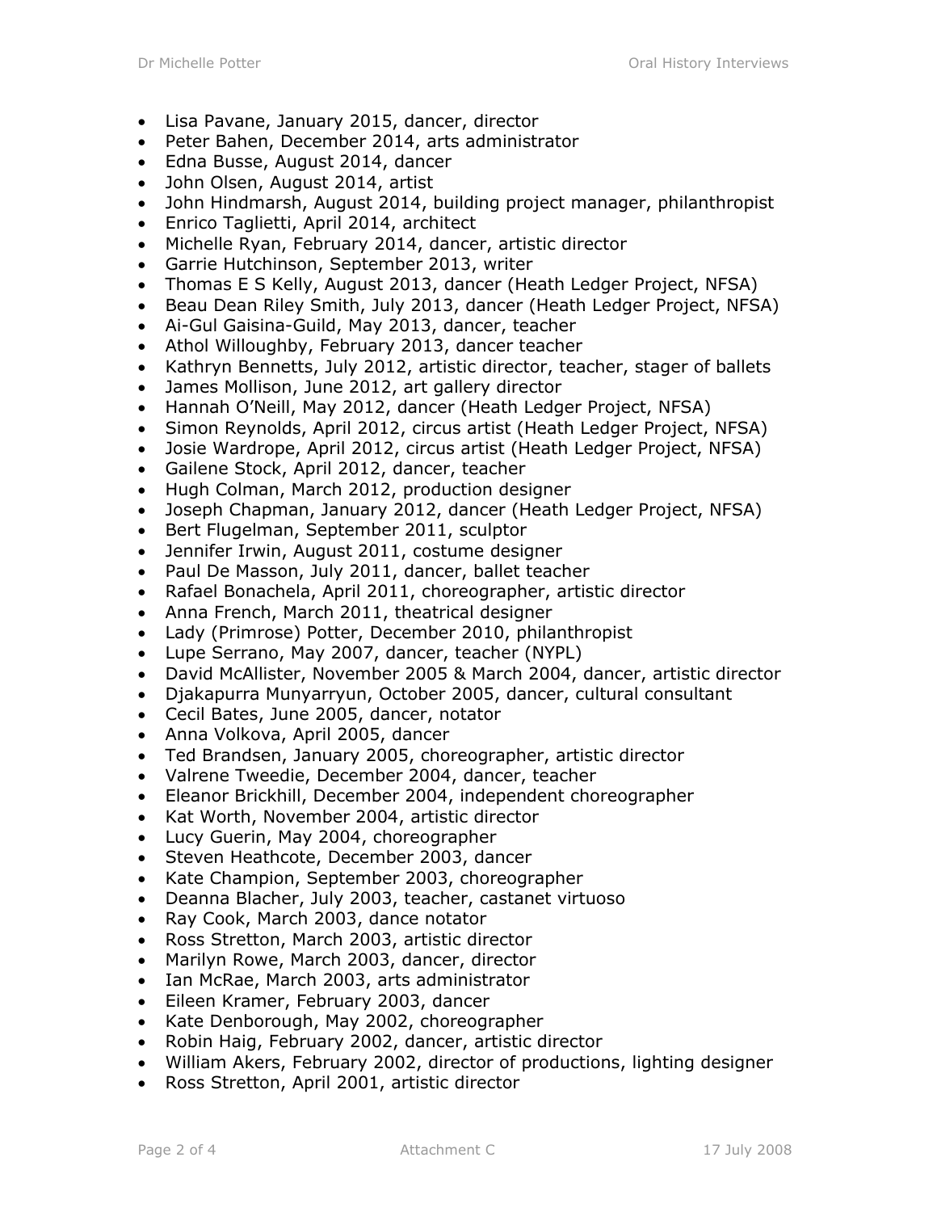- Lisa Pavane, January 2015, dancer, director
- Peter Bahen, December 2014, arts administrator
- Edna Busse, August 2014, dancer
- John Olsen, August 2014, artist
- John Hindmarsh, August 2014, building project manager, philanthropist
- Enrico Taglietti, April 2014, architect
- Michelle Ryan, February 2014, dancer, artistic director
- Garrie Hutchinson, September 2013, writer
- Thomas E S Kelly, August 2013, dancer (Heath Ledger Project, NFSA)
- Beau Dean Riley Smith, July 2013, dancer (Heath Ledger Project, NFSA)
- Ai-Gul Gaisina-Guild, May 2013, dancer, teacher
- Athol Willoughby, February 2013, dancer teacher
- Kathryn Bennetts, July 2012, artistic director, teacher, stager of ballets
- James Mollison, June 2012, art gallery director
- Hannah O'Neill, May 2012, dancer (Heath Ledger Project, NFSA)
- Simon Reynolds, April 2012, circus artist (Heath Ledger Project, NFSA)
- Josie Wardrope, April 2012, circus artist (Heath Ledger Project, NFSA)
- Gailene Stock, April 2012, dancer, teacher
- Hugh Colman, March 2012, production designer
- Joseph Chapman, January 2012, dancer (Heath Ledger Project, NFSA)
- Bert Flugelman, September 2011, sculptor
- Jennifer Irwin, August 2011, costume designer
- Paul De Masson, July 2011, dancer, ballet teacher
- Rafael Bonachela, April 2011, choreographer, artistic director
- Anna French, March 2011, theatrical designer
- Lady (Primrose) Potter, December 2010, philanthropist
- Lupe Serrano, May 2007, dancer, teacher (NYPL)
- David McAllister, November 2005 & March 2004, dancer, artistic director
- Djakapurra Munyarryun, October 2005, dancer, cultural consultant
- Cecil Bates, June 2005, dancer, notator
- Anna Volkova, April 2005, dancer
- Ted Brandsen, January 2005, choreographer, artistic director
- Valrene Tweedie, December 2004, dancer, teacher
- Eleanor Brickhill, December 2004, independent choreographer
- Kat Worth, November 2004, artistic director
- Lucy Guerin, May 2004, choreographer
- Steven Heathcote, December 2003, dancer
- Kate Champion, September 2003, choreographer
- Deanna Blacher, July 2003, teacher, castanet virtuoso
- Ray Cook, March 2003, dance notator
- Ross Stretton, March 2003, artistic director
- Marilyn Rowe, March 2003, dancer, director
- Ian McRae, March 2003, arts administrator
- Eileen Kramer, February 2003, dancer
- Kate Denborough, May 2002, choreographer
- Robin Haig, February 2002, dancer, artistic director
- William Akers, February 2002, director of productions, lighting designer
- Ross Stretton, April 2001, artistic director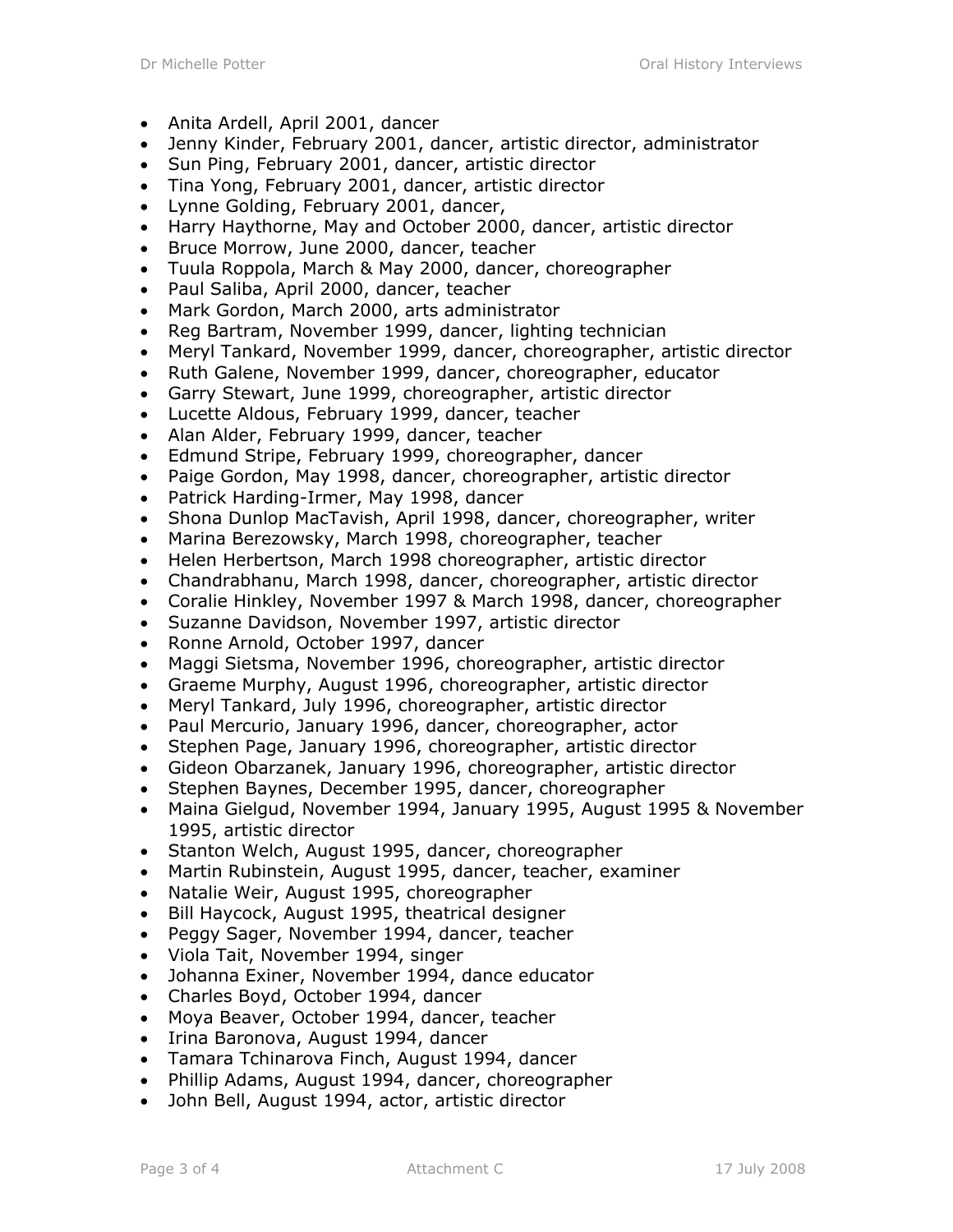- Anita Ardell, April 2001, dancer
- Jenny Kinder, February 2001, dancer, artistic director, administrator
- Sun Ping, February 2001, dancer, artistic director
- Tina Yong, February 2001, dancer, artistic director
- Lynne Golding, February 2001, dancer,
- Harry Haythorne, May and October 2000, dancer, artistic director
- Bruce Morrow, June 2000, dancer, teacher
- Tuula Roppola, March & May 2000, dancer, choreographer
- Paul Saliba, April 2000, dancer, teacher
- Mark Gordon, March 2000, arts administrator
- Reg Bartram, November 1999, dancer, lighting technician
- Meryl Tankard, November 1999, dancer, choreographer, artistic director
- Ruth Galene, November 1999, dancer, choreographer, educator
- Garry Stewart, June 1999, choreographer, artistic director
- Lucette Aldous, February 1999, dancer, teacher
- Alan Alder, February 1999, dancer, teacher
- Edmund Stripe, February 1999, choreographer, dancer
- Paige Gordon, May 1998, dancer, choreographer, artistic director
- Patrick Harding-Irmer, May 1998, dancer
- Shona Dunlop MacTavish, April 1998, dancer, choreographer, writer
- Marina Berezowsky, March 1998, choreographer, teacher
- Helen Herbertson, March 1998 choreographer, artistic director
- Chandrabhanu, March 1998, dancer, choreographer, artistic director
- Coralie Hinkley, November 1997 & March 1998, dancer, choreographer
- Suzanne Davidson, November 1997, artistic director
- Ronne Arnold, October 1997, dancer
- Maggi Sietsma, November 1996, choreographer, artistic director
- Graeme Murphy, August 1996, choreographer, artistic director
- Meryl Tankard, July 1996, choreographer, artistic director
- Paul Mercurio, January 1996, dancer, choreographer, actor
- Stephen Page, January 1996, choreographer, artistic director
- Gideon Obarzanek, January 1996, choreographer, artistic director
- Stephen Baynes, December 1995, dancer, choreographer
- Maina Gielgud, November 1994, January 1995, August 1995 & November 1995, artistic director
- Stanton Welch, August 1995, dancer, choreographer
- Martin Rubinstein, August 1995, dancer, teacher, examiner
- Natalie Weir, August 1995, choreographer
- Bill Haycock, August 1995, theatrical designer
- Peggy Sager, November 1994, dancer, teacher
- Viola Tait, November 1994, singer
- Johanna Exiner, November 1994, dance educator
- Charles Boyd, October 1994, dancer
- Moya Beaver, October 1994, dancer, teacher
- Irina Baronova, August 1994, dancer
- Tamara Tchinarova Finch, August 1994, dancer
- Phillip Adams, August 1994, dancer, choreographer
- John Bell, August 1994, actor, artistic director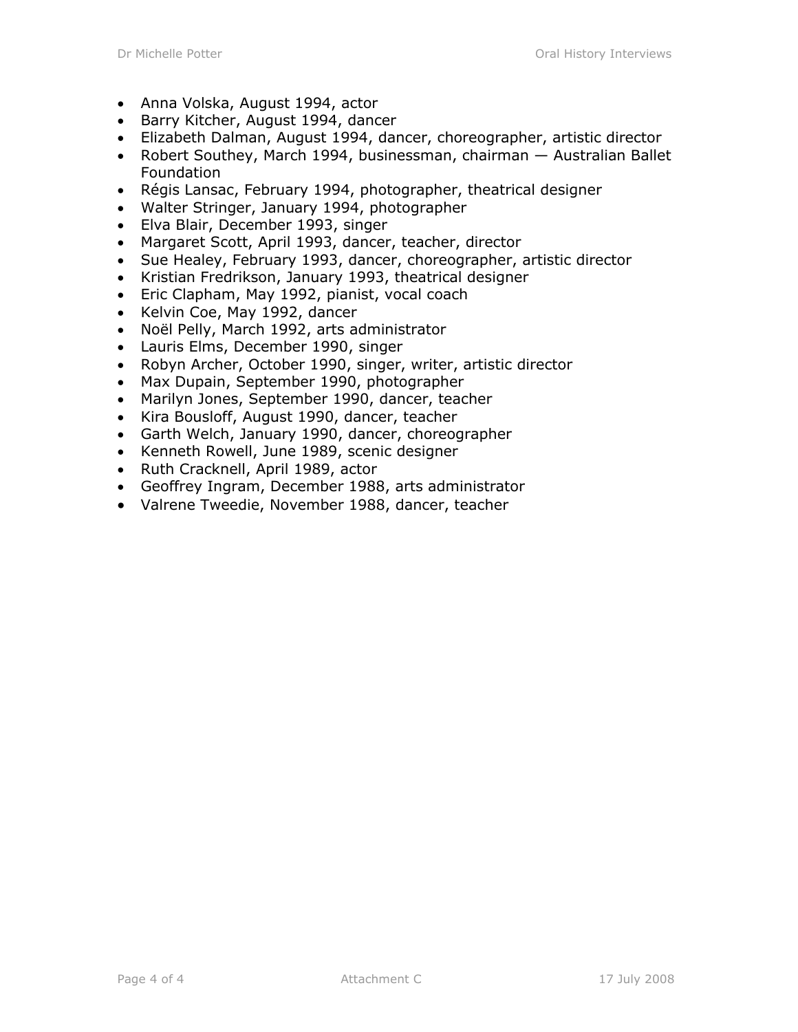- Anna Volska, August 1994, actor
- Barry Kitcher, August 1994, dancer
- Elizabeth Dalman, August 1994, dancer, choreographer, artistic director
- Robert Southey, March 1994, businessman, chairman — Australian Ballet Foundation
- Régis Lansac, February 1994, photographer, theatrical designer
- Walter Stringer, January 1994, photographer
- Elva Blair, December 1993, singer
- Margaret Scott, April 1993, dancer, teacher, director
- Sue Healey, February 1993, dancer, choreographer, artistic director
- Kristian Fredrikson, January 1993, theatrical designer
- Eric Clapham, May 1992, pianist, vocal coach
- Kelvin Coe, May 1992, dancer
- Noël Pelly, March 1992, arts administrator
- Lauris Elms, December 1990, singer
- Robyn Archer, October 1990, singer, writer, artistic director
- Max Dupain, September 1990, photographer
- Marilyn Jones, September 1990, dancer, teacher
- Kira Bousloff, August 1990, dancer, teacher
- Garth Welch, January 1990, dancer, choreographer
- Kenneth Rowell, June 1989, scenic designer
- Ruth Cracknell, April 1989, actor
- Geoffrey Ingram, December 1988, arts administrator
- Valrene Tweedie, November 1988, dancer, teacher